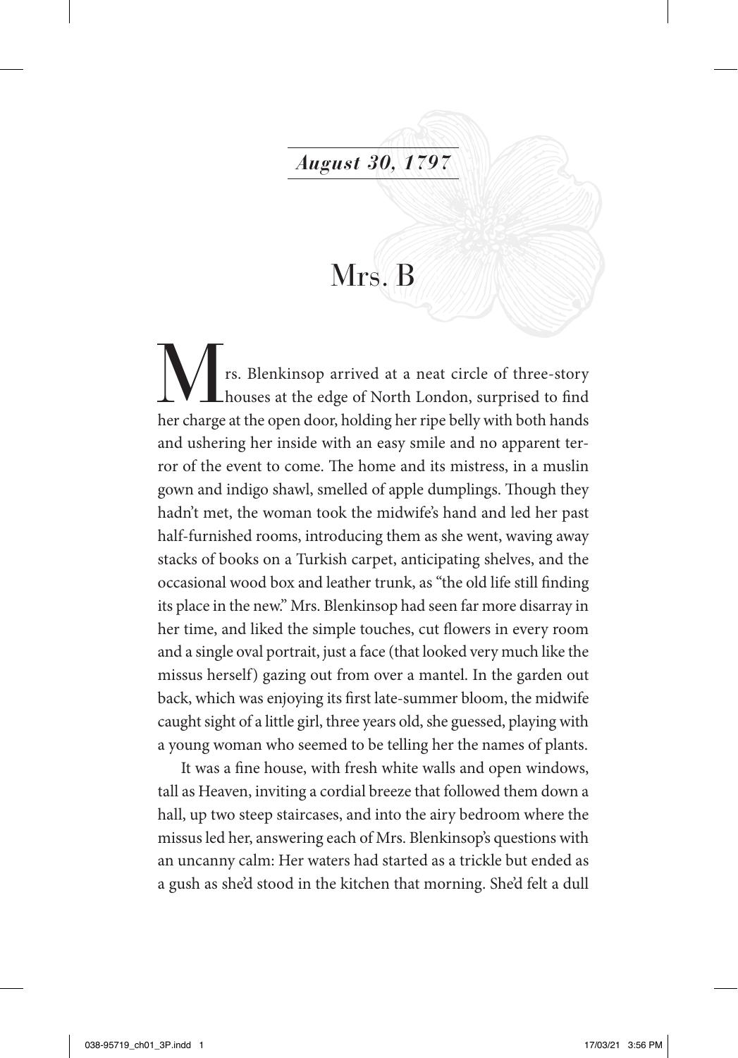*August 30, 1797*

# Mrs. B

Mrs. Blenkinsop arrived at a neat circle of three-story houses at the edge of North London, surprised to find her charge at the open door, holding her ripe belly with both hands and ushering her inside with an easy smile and no apparent terror of the event to come. The home and its mistress, in a muslin gown and indigo shawl, smelled of apple dumplings. Though they hadn't met, the woman took the midwife's hand and led her past half-furnished rooms, introducing them as she went, waving away stacks of books on a Turkish carpet, anticipating shelves, and the occasional wood box and leather trunk, as "the old life still finding its place in the new." Mrs. Blenkinsop had seen far more disarray in her time, and liked the simple touches, cut flowers in every room and a single oval portrait, just a face (that looked very much like the missus herself) gazing out from over a mantel. In the garden out back, which was enjoying its first late-summer bloom, the midwife caught sight of a little girl, three years old, she guessed, playing with a young woman who seemed to be telling her the names of plants.

It was a fine house, with fresh white walls and open windows, tall as Heaven, inviting a cordial breeze that followed them down a hall, up two steep staircases, and into the airy bedroom where the missus led her, answering each of Mrs. Blenkinsop's questions with an uncanny calm: Her waters had started as a trickle but ended as a gush as she'd stood in the kitchen that morning. She'd felt a dull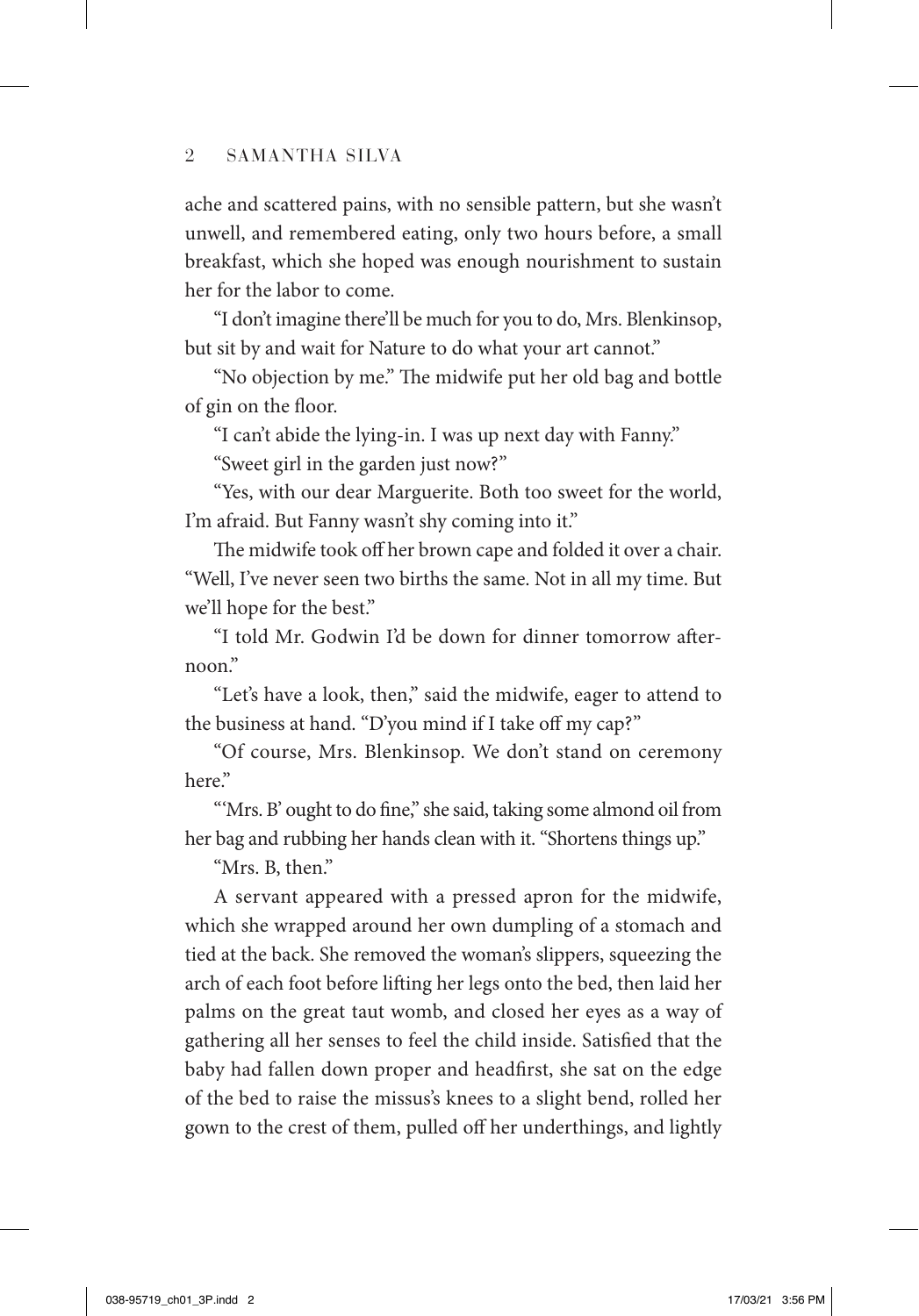ache and scattered pains, with no sensible pattern, but she wasn't unwell, and remembered eating, only two hours before, a small breakfast, which she hoped was enough nourishment to sustain her for the labor to come.

"I don't imagine there'll be much for you to do, Mrs. Blenkinsop, but sit by and wait for Nature to do what your art cannot."

"No objection by me." The midwife put her old bag and bottle of gin on the floor.

"I can't abide the lying-in. I was up next day with Fanny."

"Sweet girl in the garden just now?"

"Yes, with our dear Marguerite. Both too sweet for the world, I'm afraid. But Fanny wasn't shy coming into it."

The midwife took off her brown cape and folded it over a chair. "Well, I've never seen two births the same. Not in all my time. But we'll hope for the best."

"I told Mr. Godwin I'd be down for dinner tomorrow afternoon."

"Let's have a look, then," said the midwife, eager to attend to the business at hand. "D'you mind if I take off my cap?"

"Of course, Mrs. Blenkinsop. We don't stand on ceremony here."

"'Mrs. B' ought to do fine," she said, taking some almond oil from her bag and rubbing her hands clean with it. "Shortens things up."

"Mrs. B, then."

A servant appeared with a pressed apron for the midwife, which she wrapped around her own dumpling of a stomach and tied at the back. She removed the woman's slippers, squeezing the arch of each foot before lifting her legs onto the bed, then laid her palms on the great taut womb, and closed her eyes as a way of gathering all her senses to feel the child inside. Satisfied that the baby had fallen down proper and headfirst, she sat on the edge of the bed to raise the missus's knees to a slight bend, rolled her gown to the crest of them, pulled off her underthings, and lightly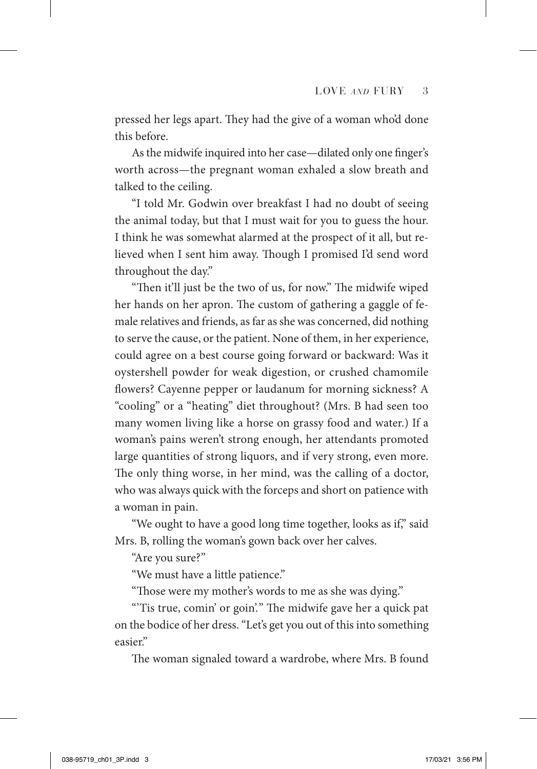pressed her legs apart. They had the give of a woman who'd done this before.

As the midwife inquired into her case—dilated only one finger's worth across—the pregnant woman exhaled a slow breath and talked to the ceiling.

"I told Mr. Godwin over breakfast I had no doubt of seeing the animal today, but that I must wait for you to guess the hour. I think he was somewhat alarmed at the prospect of it all, but relieved when I sent him away. Though I promised I'd send word throughout the day."

"Then it'll just be the two of us, for now." The midwife wiped her hands on her apron. The custom of gathering a gaggle of female relatives and friends, as far as she was concerned, did nothing to serve the cause, or the patient. None of them, in her experience, could agree on a best course going forward or backward: Was it oystershell powder for weak digestion, or crushed chamomile flowers? Cayenne pepper or laudanum for morning sickness? A "cooling" or a "heating" diet throughout? (Mrs. B had seen too many women living like a horse on grassy food and water.) If a woman's pains weren't strong enough, her attendants promoted large quantities of strong liquors, and if very strong, even more. The only thing worse, in her mind, was the calling of a doctor, who was always quick with the forceps and short on patience with a woman in pain.

"We ought to have a good long time together, looks as if," said Mrs. B, rolling the woman's gown back over her calves.

"Are you sure?"

"We must have a little patience."

"Those were my mother's words to me as she was dying."

"'Tis true, comin' or goin'." The midwife gave her a quick pat on the bodice of her dress. "Let's get you out of this into something easier."

The woman signaled toward a wardrobe, where Mrs. B found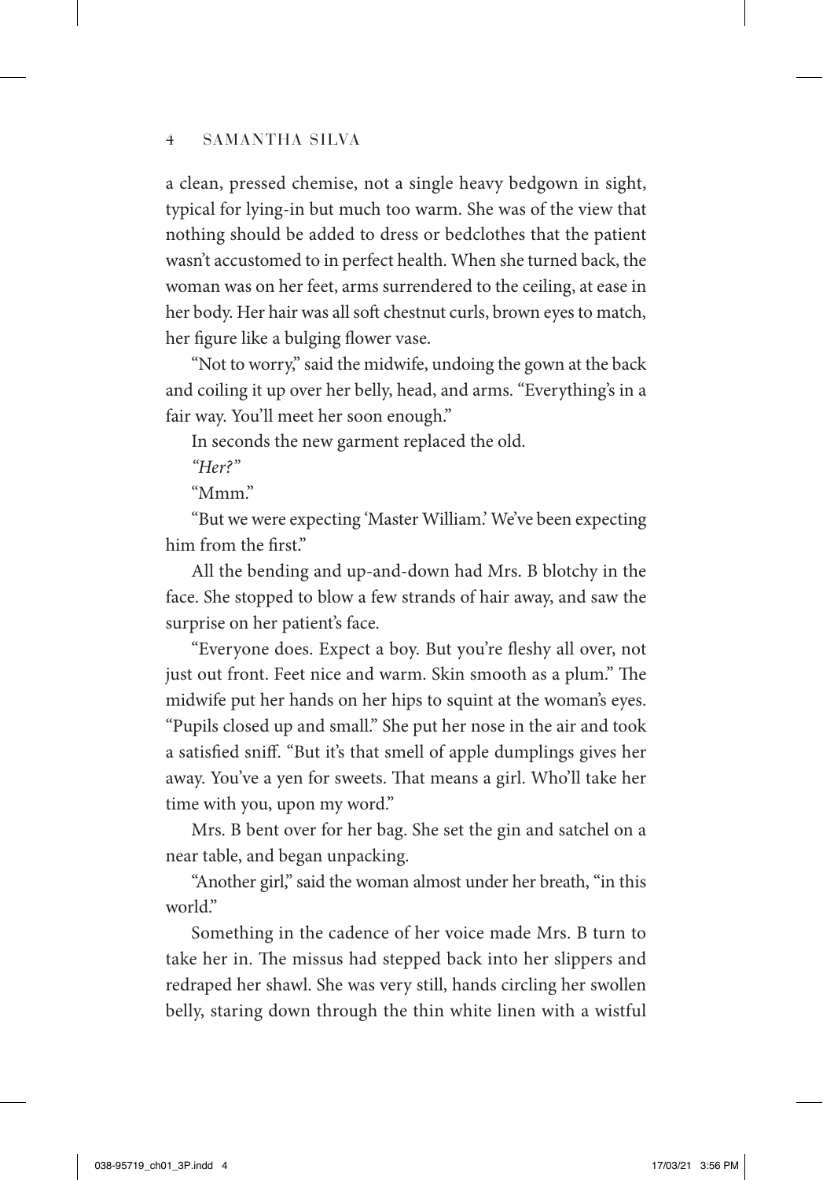a clean, pressed chemise, not a single heavy bedgown in sight, typical for lying-in but much too warm. She was of the view that nothing should be added to dress or bedclothes that the patient wasn't accustomed to in perfect health. When she turned back, the woman was on her feet, arms surrendered to the ceiling, at ease in her body. Her hair was all soft chestnut curls, brown eyes to match, her figure like a bulging flower vase.

"Not to worry," said the midwife, undoing the gown at the back and coiling it up over her belly, head, and arms. "Everything's in a fair way. You'll meet her soon enough."

In seconds the new garment replaced the old.

*"Her?"*

"Mmm."

"But we were expecting 'Master William.' We've been expecting him from the first."

All the bending and up-and-down had Mrs. B blotchy in the face. She stopped to blow a few strands of hair away, and saw the surprise on her patient's face.

"Everyone does. Expect a boy. But you're fleshy all over, not just out front. Feet nice and warm. Skin smooth as a plum." The midwife put her hands on her hips to squint at the woman's eyes. "Pupils closed up and small." She put her nose in the air and took a satisfied sniff. "But it's that smell of apple dumplings gives her away. You've a yen for sweets. That means a girl. Who'll take her time with you, upon my word."

Mrs. B bent over for her bag. She set the gin and satchel on a near table, and began unpacking.

"Another girl," said the woman almost under her breath, "in this world."

Something in the cadence of her voice made Mrs. B turn to take her in. The missus had stepped back into her slippers and redraped her shawl. She was very still, hands circling her swollen belly, staring down through the thin white linen with a wistful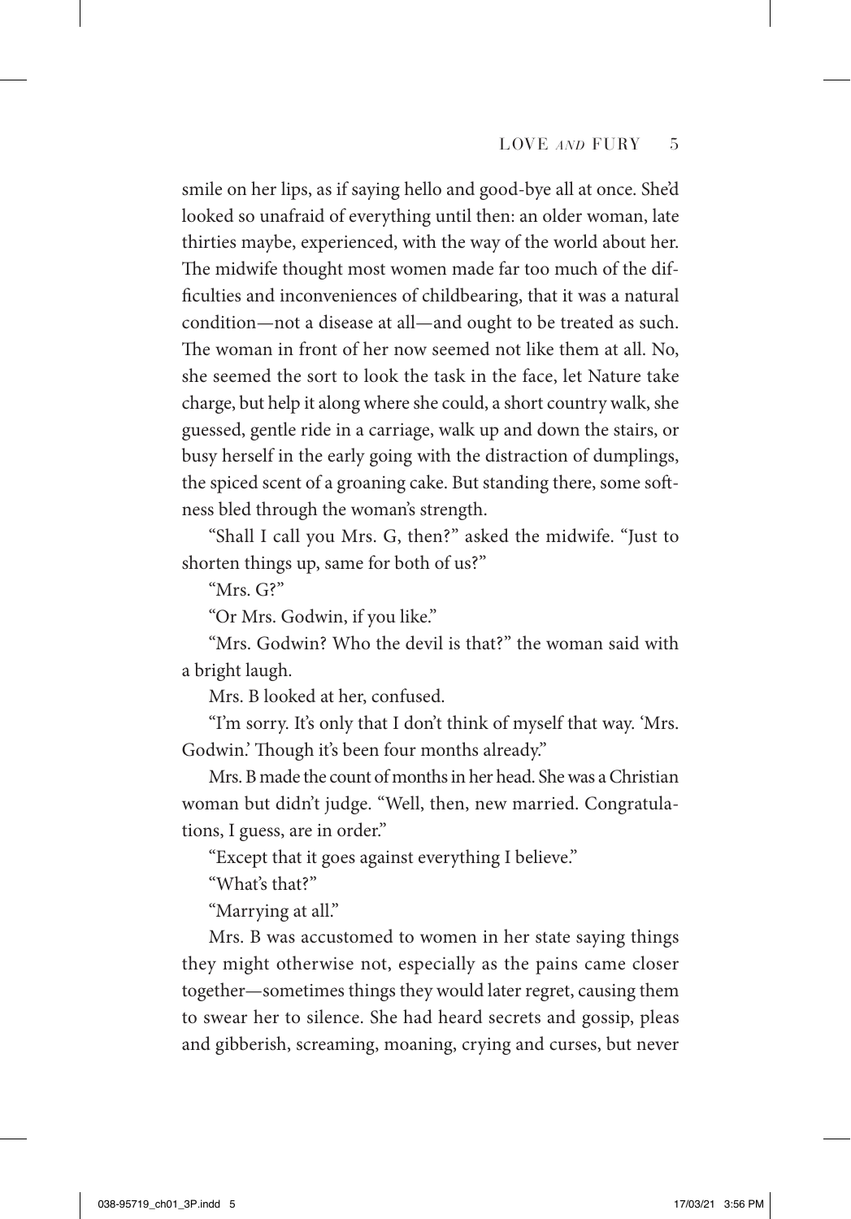smile on her lips, as if saying hello and good-bye all at once. She'd looked so unafraid of everything until then: an older woman, late thirties maybe, experienced, with the way of the world about her. The midwife thought most women made far too much of the difficulties and inconveniences of childbearing, that it was a natural condition—not a disease at all—and ought to be treated as such. The woman in front of her now seemed not like them at all. No, she seemed the sort to look the task in the face, let Nature take charge, but help it along where she could, a short country walk, she guessed, gentle ride in a carriage, walk up and down the stairs, or busy herself in the early going with the distraction of dumplings, the spiced scent of a groaning cake. But standing there, some softness bled through the woman's strength.

"Shall I call you Mrs. G, then?" asked the midwife. "Just to shorten things up, same for both of us?"

"Mrs. G?"

"Or Mrs. Godwin, if you like."

"Mrs. Godwin? Who the devil is that?" the woman said with a bright laugh.

Mrs. B looked at her, confused.

"I'm sorry. It's only that I don't think of myself that way. 'Mrs. Godwin.' Though it's been four months already."

Mrs. B made the count of months in her head. She was a Christian woman but didn't judge. "Well, then, new married. Congratulations, I guess, are in order."

"Except that it goes against everything I believe."

"What's that?"

"Marrying at all."

Mrs. B was accustomed to women in her state saying things they might otherwise not, especially as the pains came closer together—sometimes things they would later regret, causing them to swear her to silence. She had heard secrets and gossip, pleas and gibberish, screaming, moaning, crying and curses, but never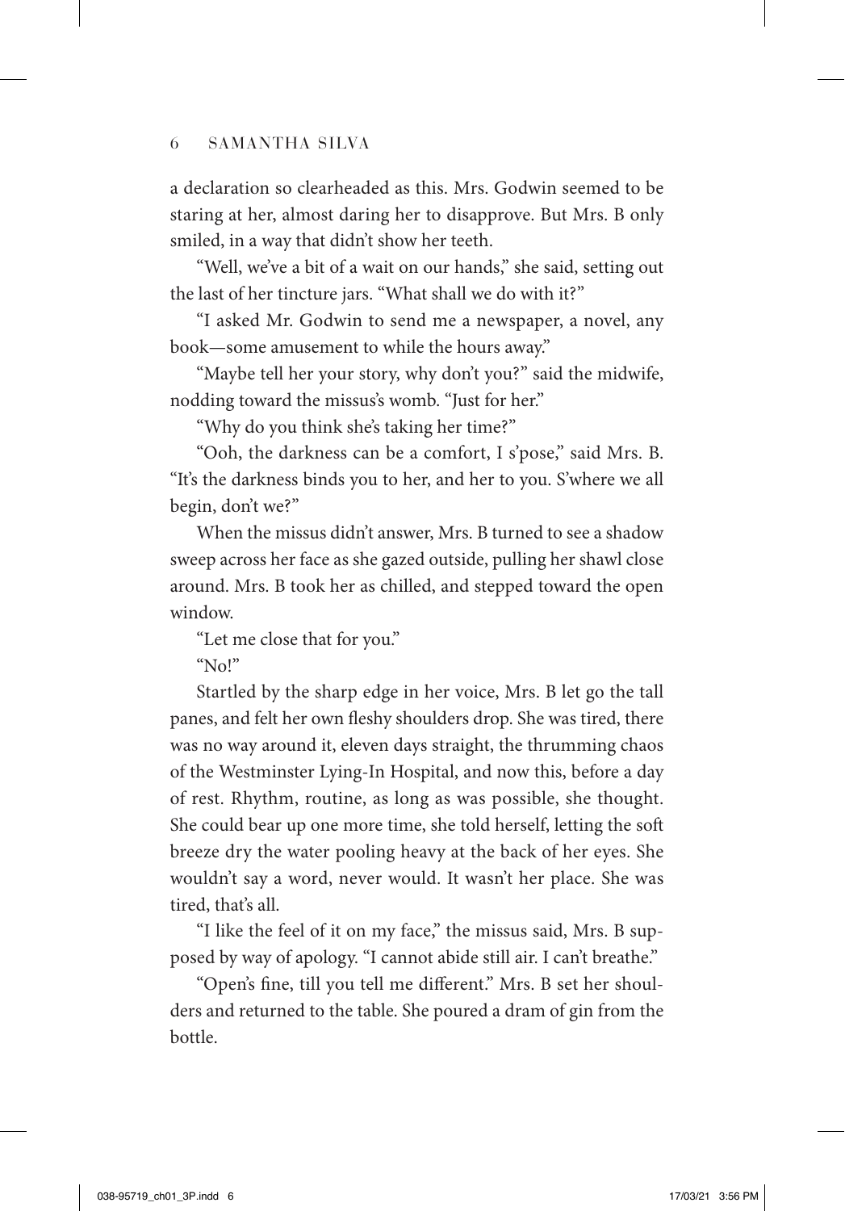a declaration so clearheaded as this. Mrs. Godwin seemed to be staring at her, almost daring her to disapprove. But Mrs. B only smiled, in a way that didn't show her teeth.

"Well, we've a bit of a wait on our hands," she said, setting out the last of her tincture jars. "What shall we do with it?"

"I asked Mr. Godwin to send me a newspaper, a novel, any book—some amusement to while the hours away."

"Maybe tell her your story, why don't you?" said the midwife, nodding toward the missus's womb. "Just for her."

"Why do you think she's taking her time?"

"Ooh, the darkness can be a comfort, I s'pose," said Mrs. B. "It's the darkness binds you to her, and her to you. S'where we all begin, don't we?"

When the missus didn't answer, Mrs. B turned to see a shadow sweep across her face as she gazed outside, pulling her shawl close around. Mrs. B took her as chilled, and stepped toward the open window.

"Let me close that for you."

"No!"

Startled by the sharp edge in her voice, Mrs. B let go the tall panes, and felt her own fleshy shoulders drop. She was tired, there was no way around it, eleven days straight, the thrumming chaos of the Westminster Lying-In Hospital, and now this, before a day of rest. Rhythm, routine, as long as was possible, she thought. She could bear up one more time, she told herself, letting the soft breeze dry the water pooling heavy at the back of her eyes. She wouldn't say a word, never would. It wasn't her place. She was tired, that's all.

"I like the feel of it on my face," the missus said, Mrs. B supposed by way of apology. "I cannot abide still air. I can't breathe."

"Open's fine, till you tell me different." Mrs. B set her shoulders and returned to the table. She poured a dram of gin from the bottle.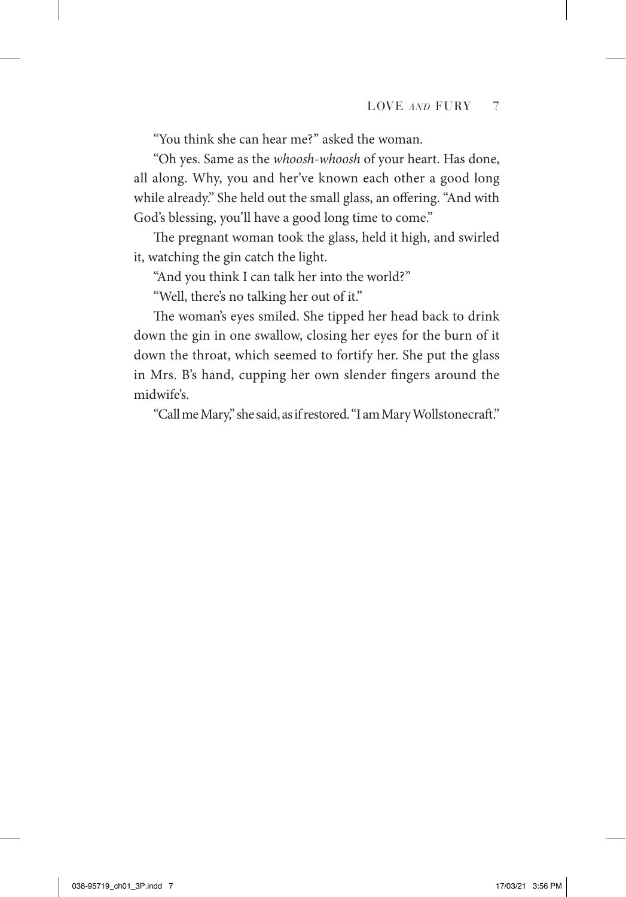"You think she can hear me?" asked the woman.

"Oh yes. Same as the *whoosh-whoosh* of your heart. Has done, all along. Why, you and her've known each other a good long while already." She held out the small glass, an offering. "And with God's blessing, you'll have a good long time to come."

The pregnant woman took the glass, held it high, and swirled it, watching the gin catch the light.

"And you think I can talk her into the world?"

"Well, there's no talking her out of it."

The woman's eyes smiled. She tipped her head back to drink down the gin in one swallow, closing her eyes for the burn of it down the throat, which seemed to fortify her. She put the glass in Mrs. B's hand, cupping her own slender fingers around the midwife's.

"Call me Mary," she said, as if restored. "I am Mary Wollstonecraft."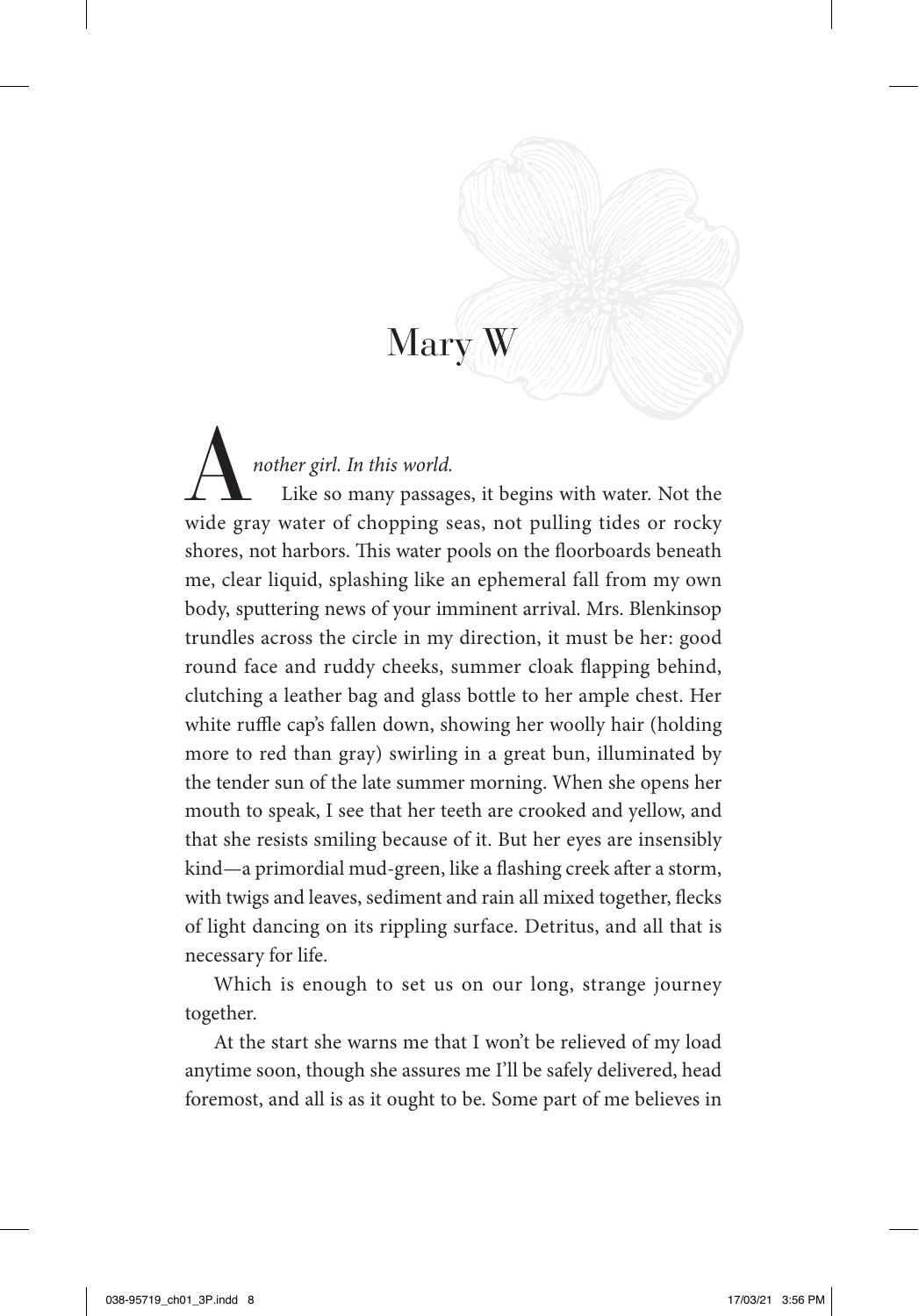# Mary W

*Another girl. In this world.*

Like so many passages, it begins with water. Not the wide gray water of chopping seas, not pulling tides or rocky shores, not harbors. This water pools on the floorboards beneath me, clear liquid, splashing like an ephemeral fall from my own body, sputtering news of your imminent arrival. Mrs. Blenkinsop trundles across the circle in my direction, it must be her: good round face and ruddy cheeks, summer cloak flapping behind, clutching a leather bag and glass bottle to her ample chest. Her white ruffle cap's fallen down, showing her woolly hair (holding more to red than gray) swirling in a great bun, illuminated by the tender sun of the late summer morning. When she opens her mouth to speak, I see that her teeth are crooked and yellow, and that she resists smiling because of it. But her eyes are insensibly kind—a primordial mud-green, like a flashing creek after a storm, with twigs and leaves, sediment and rain all mixed together, flecks of light dancing on its rippling surface. Detritus, and all that is necessary for life.

Which is enough to set us on our long, strange journey together.

At the start she warns me that I won't be relieved of my load anytime soon, though she assures me I'll be safely delivered, head foremost, and all is as it ought to be. Some part of me believes in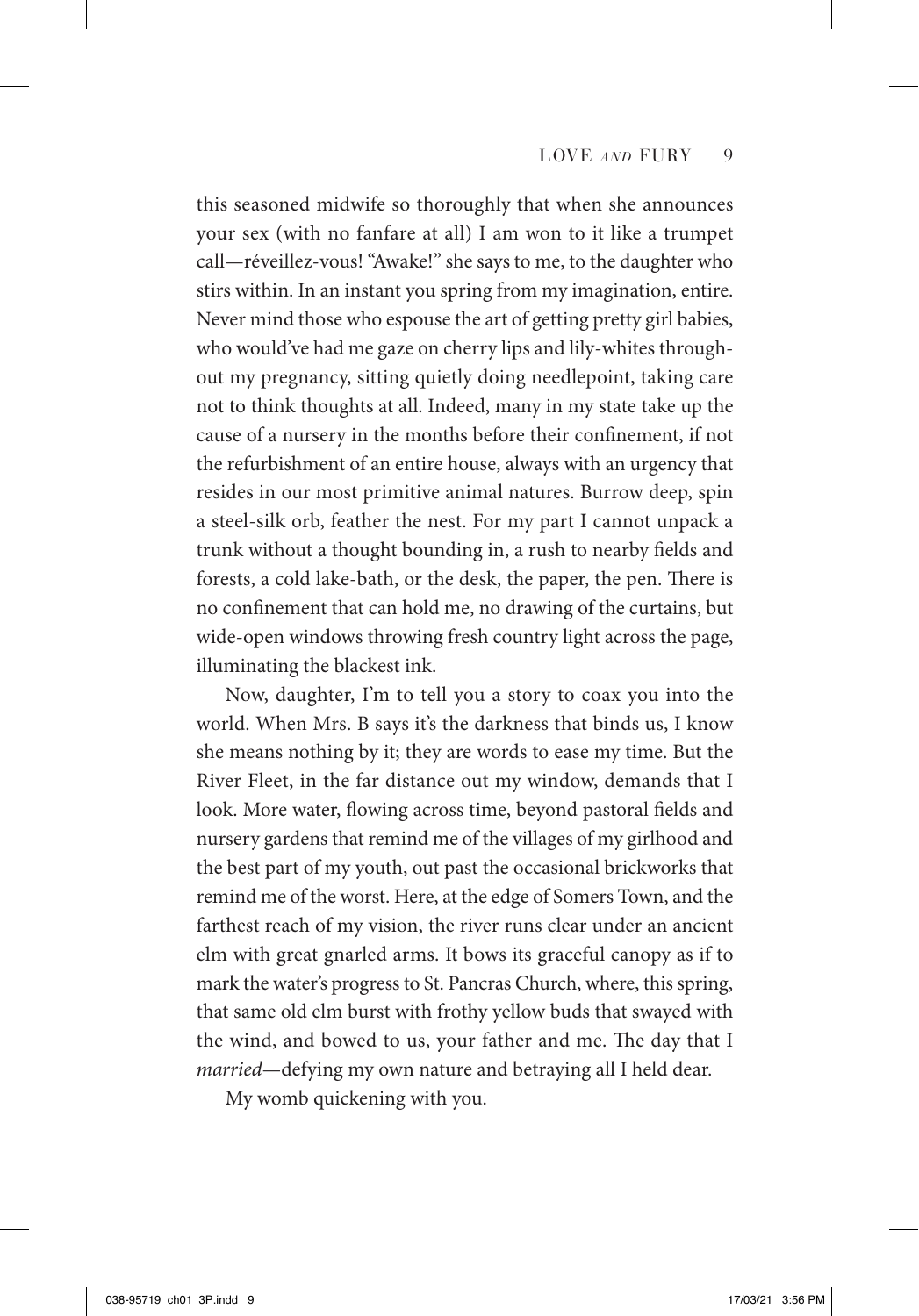this seasoned midwife so thoroughly that when she announces your sex (with no fanfare at all) I am won to it like a trumpet call—réveillez-vous! "Awake!" she says to me, to the daughter who stirs within. In an instant you spring from my imagination, entire. Never mind those who espouse the art of getting pretty girl babies, who would've had me gaze on cherry lips and lily-whites throughout my pregnancy, sitting quietly doing needlepoint, taking care not to think thoughts at all. Indeed, many in my state take up the cause of a nursery in the months before their confinement, if not the refurbishment of an entire house, always with an urgency that resides in our most primitive animal natures. Burrow deep, spin a steel-silk orb, feather the nest. For my part I cannot unpack a trunk without a thought bounding in, a rush to nearby fields and forests, a cold lake-bath, or the desk, the paper, the pen. There is no confinement that can hold me, no drawing of the curtains, but wide-open windows throwing fresh country light across the page, illuminating the blackest ink.

Now, daughter, I'm to tell you a story to coax you into the world. When Mrs. B says it's the darkness that binds us, I know she means nothing by it; they are words to ease my time. But the River Fleet, in the far distance out my window, demands that I look. More water, flowing across time, beyond pastoral fields and nursery gardens that remind me of the villages of my girlhood and the best part of my youth, out past the occasional brickworks that remind me of the worst. Here, at the edge of Somers Town, and the farthest reach of my vision, the river runs clear under an ancient elm with great gnarled arms. It bows its graceful canopy as if to mark the water's progress to St. Pancras Church, where, this spring, that same old elm burst with frothy yellow buds that swayed with the wind, and bowed to us, your father and me. The day that I *married*—defying my own nature and betraying all I held dear.

My womb quickening with you.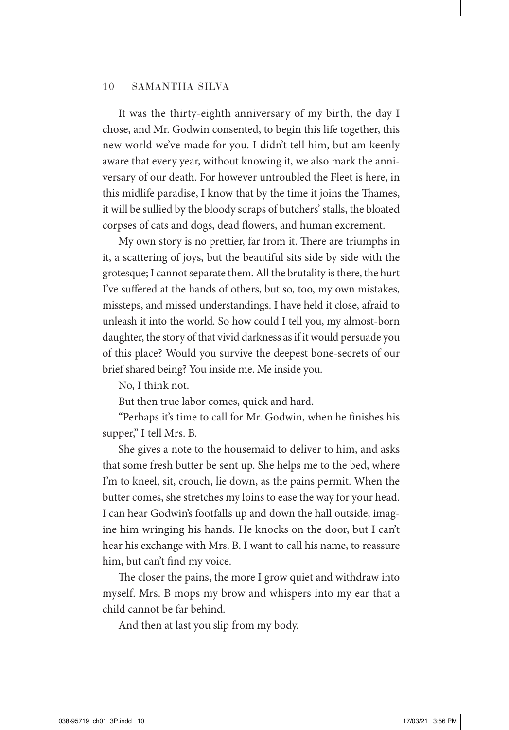It was the thirty-eighth anniversary of my birth, the day I chose, and Mr. Godwin consented, to begin this life together, this new world we've made for you. I didn't tell him, but am keenly aware that every year, without knowing it, we also mark the anniversary of our death. For however untroubled the Fleet is here, in this midlife paradise, I know that by the time it joins the Thames, it will be sullied by the bloody scraps of butchers' stalls, the bloated corpses of cats and dogs, dead flowers, and human excrement.

My own story is no prettier, far from it. There are triumphs in it, a scattering of joys, but the beautiful sits side by side with the grotesque; I cannot separate them. All the brutality is there, the hurt I've suffered at the hands of others, but so, too, my own mistakes, missteps, and missed understandings. I have held it close, afraid to unleash it into the world. So how could I tell you, my almost-born daughter, the story of that vivid darkness as if it would persuade you of this place? Would you survive the deepest bone-secrets of our brief shared being? You inside me. Me inside you.

No, I think not.

But then true labor comes, quick and hard.

"Perhaps it's time to call for Mr. Godwin, when he finishes his supper," I tell Mrs. B.

She gives a note to the housemaid to deliver to him, and asks that some fresh butter be sent up. She helps me to the bed, where I'm to kneel, sit, crouch, lie down, as the pains permit. When the butter comes, she stretches my loins to ease the way for your head. I can hear Godwin's footfalls up and down the hall outside, imagine him wringing his hands. He knocks on the door, but I can't hear his exchange with Mrs. B. I want to call his name, to reassure him, but can't find my voice.

The closer the pains, the more I grow quiet and withdraw into myself. Mrs. B mops my brow and whispers into my ear that a child cannot be far behind.

And then at last you slip from my body.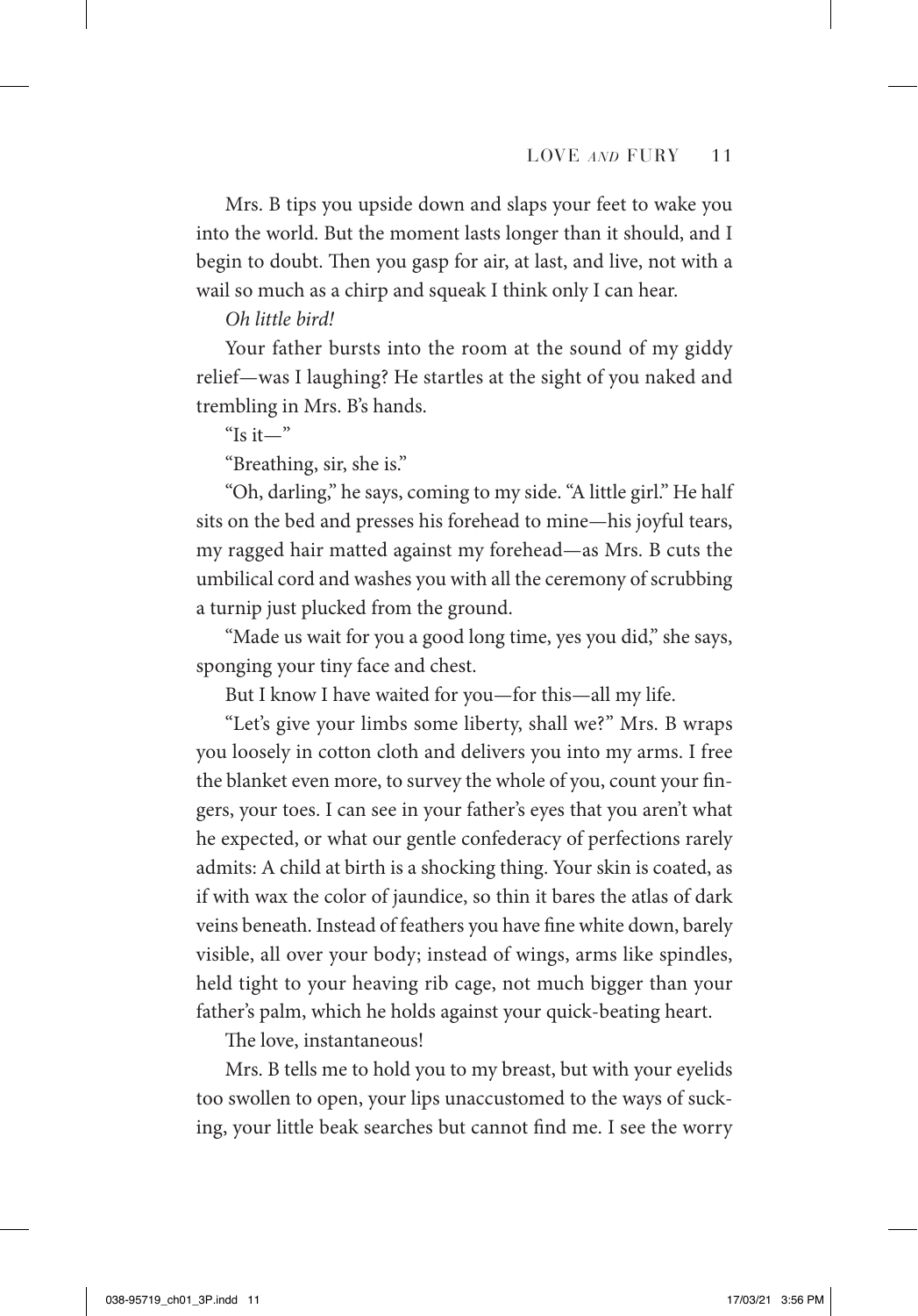Mrs. B tips you upside down and slaps your feet to wake you into the world. But the moment lasts longer than it should, and I begin to doubt. Then you gasp for air, at last, and live, not with a wail so much as a chirp and squeak I think only I can hear.

*Oh little bird!*

Your father bursts into the room at the sound of my giddy relief—was I laughing? He startles at the sight of you naked and trembling in Mrs. B's hands.

"Is it—"

"Breathing, sir, she is."

"Oh, darling," he says, coming to my side. "A little girl." He half sits on the bed and presses his forehead to mine—his joyful tears, my ragged hair matted against my forehead—as Mrs. B cuts the umbilical cord and washes you with all the ceremony of scrubbing a turnip just plucked from the ground.

"Made us wait for you a good long time, yes you did," she says, sponging your tiny face and chest.

But I know I have waited for you—for this—all my life.

"Let's give your limbs some liberty, shall we?" Mrs. B wraps you loosely in cotton cloth and delivers you into my arms. I free the blanket even more, to survey the whole of you, count your fingers, your toes. I can see in your father's eyes that you aren't what he expected, or what our gentle confederacy of perfections rarely admits: A child at birth is a shocking thing. Your skin is coated, as if with wax the color of jaundice, so thin it bares the atlas of dark veins beneath. Instead of feathers you have fine white down, barely visible, all over your body; instead of wings, arms like spindles, held tight to your heaving rib cage, not much bigger than your father's palm, which he holds against your quick-beating heart.

The love, instantaneous!

Mrs. B tells me to hold you to my breast, but with your eyelids too swollen to open, your lips unaccustomed to the ways of sucking, your little beak searches but cannot find me. I see the worry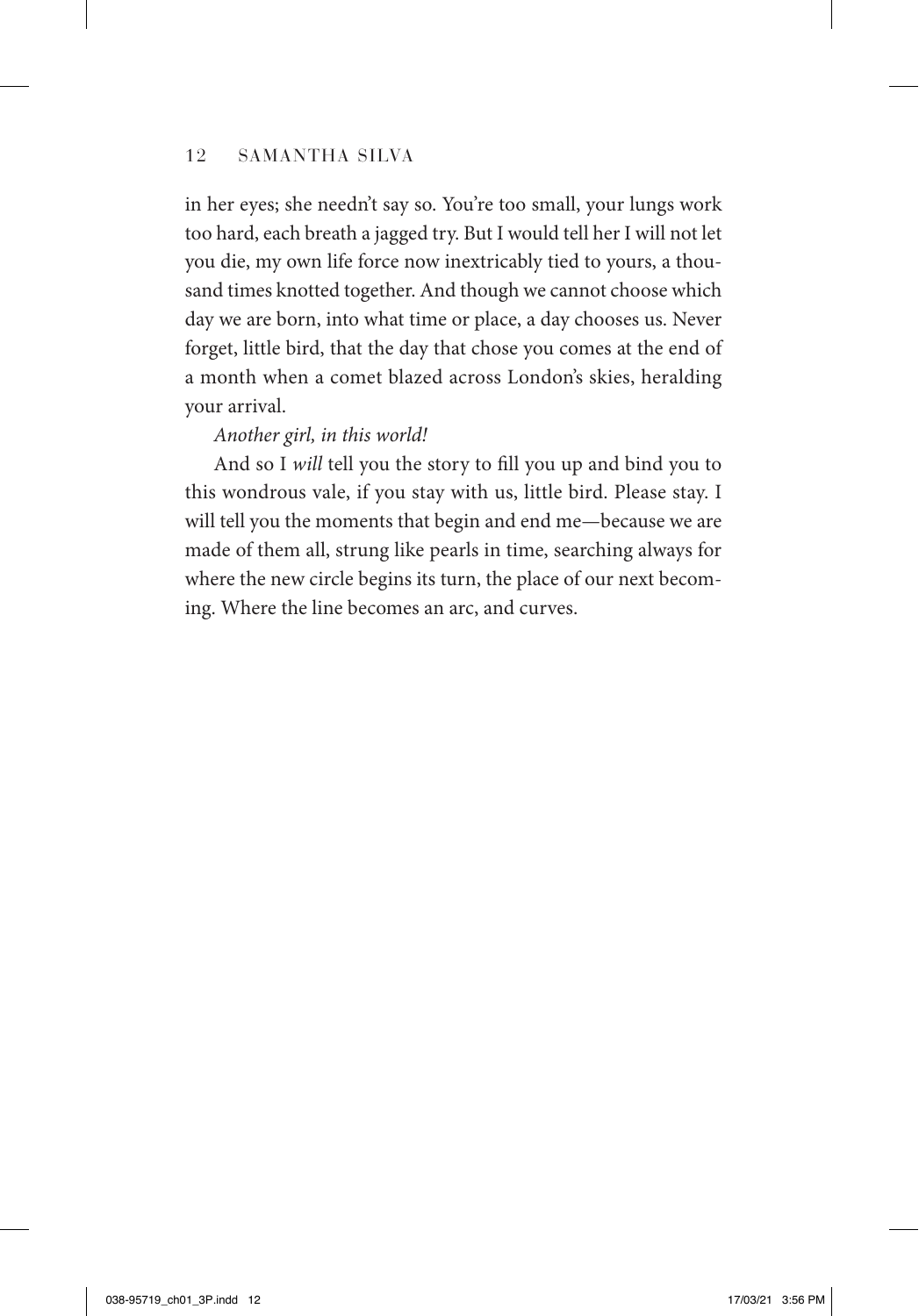in her eyes; she needn't say so. You're too small, your lungs work too hard, each breath a jagged try. But I would tell her I will not let you die, my own life force now inextricably tied to yours, a thousand times knotted together. And though we cannot choose which day we are born, into what time or place, a day chooses us. Never forget, little bird, that the day that chose you comes at the end of a month when a comet blazed across London's skies, heralding your arrival.

*Another girl, in this world!*

And so I *will* tell you the story to fill you up and bind you to this wondrous vale, if you stay with us, little bird. Please stay. I will tell you the moments that begin and end me—because we are made of them all, strung like pearls in time, searching always for where the new circle begins its turn, the place of our next becoming. Where the line becomes an arc, and curves.